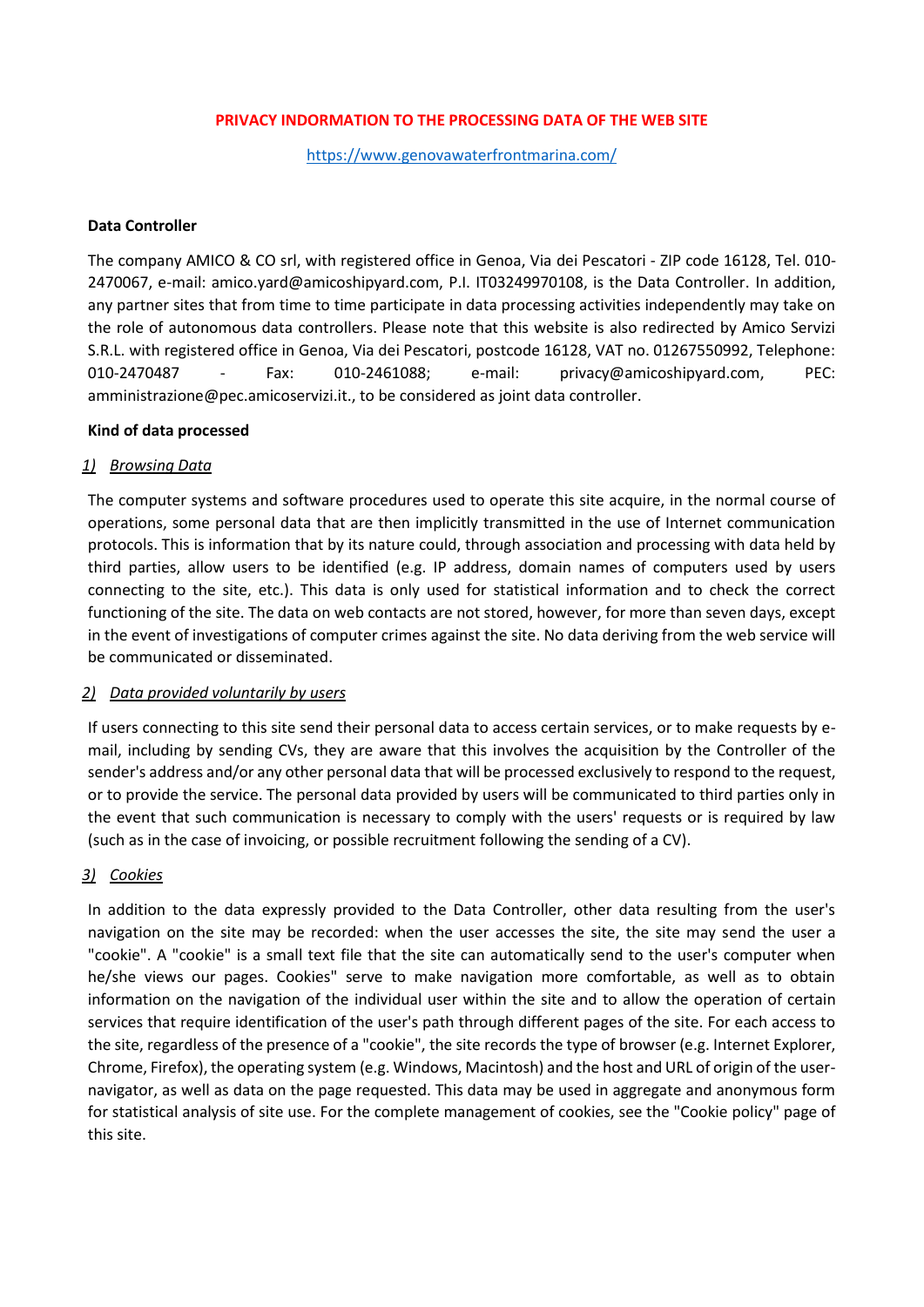# PRIVACY INDORMATION TO THE PROCESSING DATA OF THE WEB SITE

https://www.genovawaterfrontmarina.com/

**Data Controller**

The company AMICO & CO srl, with registered office in Genoa, Via dei Pescatori - ZIP code 16128, Tel. 010-2470067, e-mail: amico.yard@amicoshipyard.com, P.I. IT03249970108, is the Data Controller. In addition, any partner sites that from time to time participate in data processing activities independently may take on the role of autonomous data controllers. Please note that this website is also redirected by Amico Servizi S.R.L. with registered office in Genoa, Via dei Pescatori, postcode 16128, VAT no. 01267550992, Telephone: 010-2470487 - Fax: 010-2461088; e-mail: privacy@amicoshipyard.com, PEC: amministrazione@pec.amicoservizi.it., to be considered as joint data controller.

**Kind of data processed**

*1) Browsing Data*

The computer systems and software procedures used to operate this site acquire, in the normal course of operations, some personal data that are then implicitly transmitted in the use of Internet communication protocols. This is information that by its nature could, through association and processing with data held by third parties, allow users to be identified (e.g. IP address, domain names of computers used by users connecting to the site, etc.). This data is only used for statistical information and to check the correct functioning of the site. The data on web contacts are not stored, however, for more than seven days, except in the event of investigations of computer crimes against the site. No data deriving from the web service will be communicated or disseminated.

*2) Data provided voluntarily by users*

If users connecting to this site send their personal data to access certain services, or to make requests by e-mail, including by sending CVs, they are aware that this involves the acquisition by the Controller of the sender's address and/or any other personal data that will be processed exclusively to respond to the request, or to provide the service. The personal data provided by users will be communicated to third parties only in the event that such communication is necessary to comply with the users' requests or is required by law (such as in the case of invoicing, or possible recruitment following the sending of a CV).

*3) Cookies*

In addition to the data expressly provided to the Data Controller, other data resulting from the user's navigation on the site may be recorded: when the user accesses the site, the site may send the user a "cookie". A "cookie" is a small text file that the site can automatically send to the user's computer when he/she views our pages. Cookies" serve to make navigation more comfortable, as well as to obtain information on the navigation of the individual user within the site and to allow the operation of certain services that require identification of the user's path through different pages of the site. For each access to the site, regardless of the presence of a "cookie", the site records the type of browser (e.g. Internet Explorer, Chrome, Firefox), the operating system (e.g. Windows, Macintosh) and the host and URL of origin of the user-navigator, as well as data on the page requested. This data may be used in aggregate and anonymous form for statistical analysis of site use. For the complete management of cookies, see the "Cookie policy" page of this site.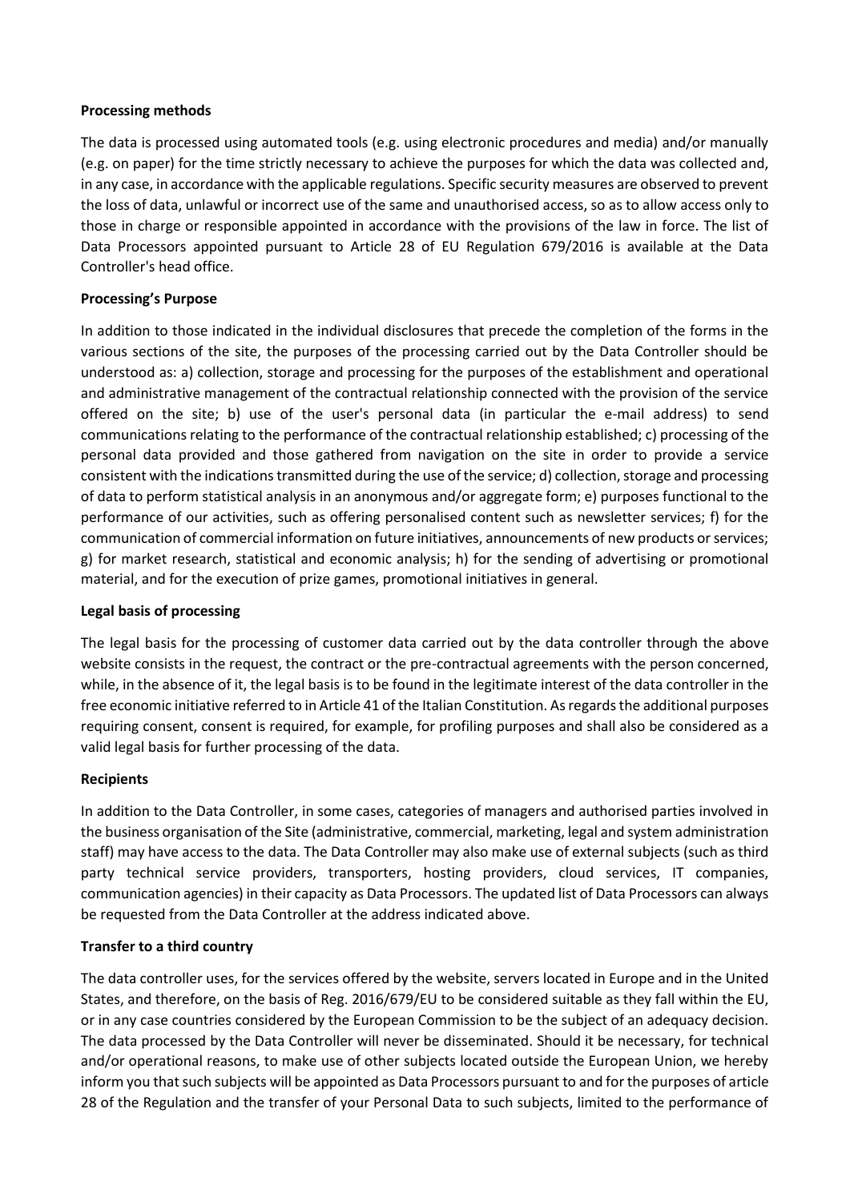**Processing methods**

The data is processed using automated tools (e.g. using electronic procedures and media) and/or manually (e.g. on paper) for the time strictly necessary to achieve the purposes for which the data was collected and, in any case, in accordance with the applicable regulations. Specific security measures are observed to prevent the loss of data, unlawful or incorrect use of the same and unauthorised access, so as to allow access only to those in charge or responsible appointed in accordance with the provisions of the law in force. The list of Data Processors appointed pursuant to Article 28 of EU Regulation 679/2016 is available at the Data Controller's head office.

**Processing's Purpose**

In addition to those indicated in the individual disclosures that precede the completion of the forms in the various sections of the site, the purposes of the processing carried out by the Data Controller should be understood as: a) collection, storage and processing for the purposes of the establishment and operational and administrative management of the contractual relationship connected with the provision of the service offered on the site; b) use of the user's personal data (in particular the e-mail address) to send communications relating to the performance of the contractual relationship established; c) processing of the personal data provided and those gathered from navigation on the site in order to provide a service consistent with the indications transmitted during the use of the service; d) collection, storage and processing of data to perform statistical analysis in an anonymous and/or aggregate form; e) purposes functional to the performance of our activities, such as offering personalised content such as newsletter services; f) for the communication of commercial information on future initiatives, announcements of new products or services; g) for market research, statistical and economic analysis; h) for the sending of advertising or promotional material, and for the execution of prize games, promotional initiatives in general.

**Legal basis of processing**

The legal basis for the processing of customer data carried out by the data controller through the above website consists in the request, the contract or the pre-contractual agreements with the person concerned, while, in the absence of it, the legal basis is to be found in the legitimate interest of the data controller in the free economic initiative referred to in Article 41 of the Italian Constitution. As regards the additional purposes requiring consent, consent is required, for example, for profiling purposes and shall also be considered as a valid legal basis for further processing of the data.

**Recipients**

In addition to the Data Controller, in some cases, categories of managers and authorised parties involved in the business organisation of the Site (administrative, commercial, marketing, legal and system administration staff) may have access to the data. The Data Controller may also make use of external subjects (such as third party technical service providers, transporters, hosting providers, cloud services, IT companies, communication agencies) in their capacity as Data Processors. The updated list of Data Processors can always be requested from the Data Controller at the address indicated above.

**Transfer to a third country**

The data controller uses, for the services offered by the website, servers located in Europe and in the United States, and therefore, on the basis of Reg. 2016/679/EU to be considered suitable as they fall within the EU, or in any case countries considered by the European Commission to be the subject of an adequacy decision. The data processed by the Data Controller will never be disseminated. Should it be necessary, for technical and/or operational reasons, to make use of other subjects located outside the European Union, we hereby inform you that such subjects will be appointed as Data Processors pursuant to and for the purposes of article 28 of the Regulation and the transfer of your Personal Data to such subjects, limited to the performance of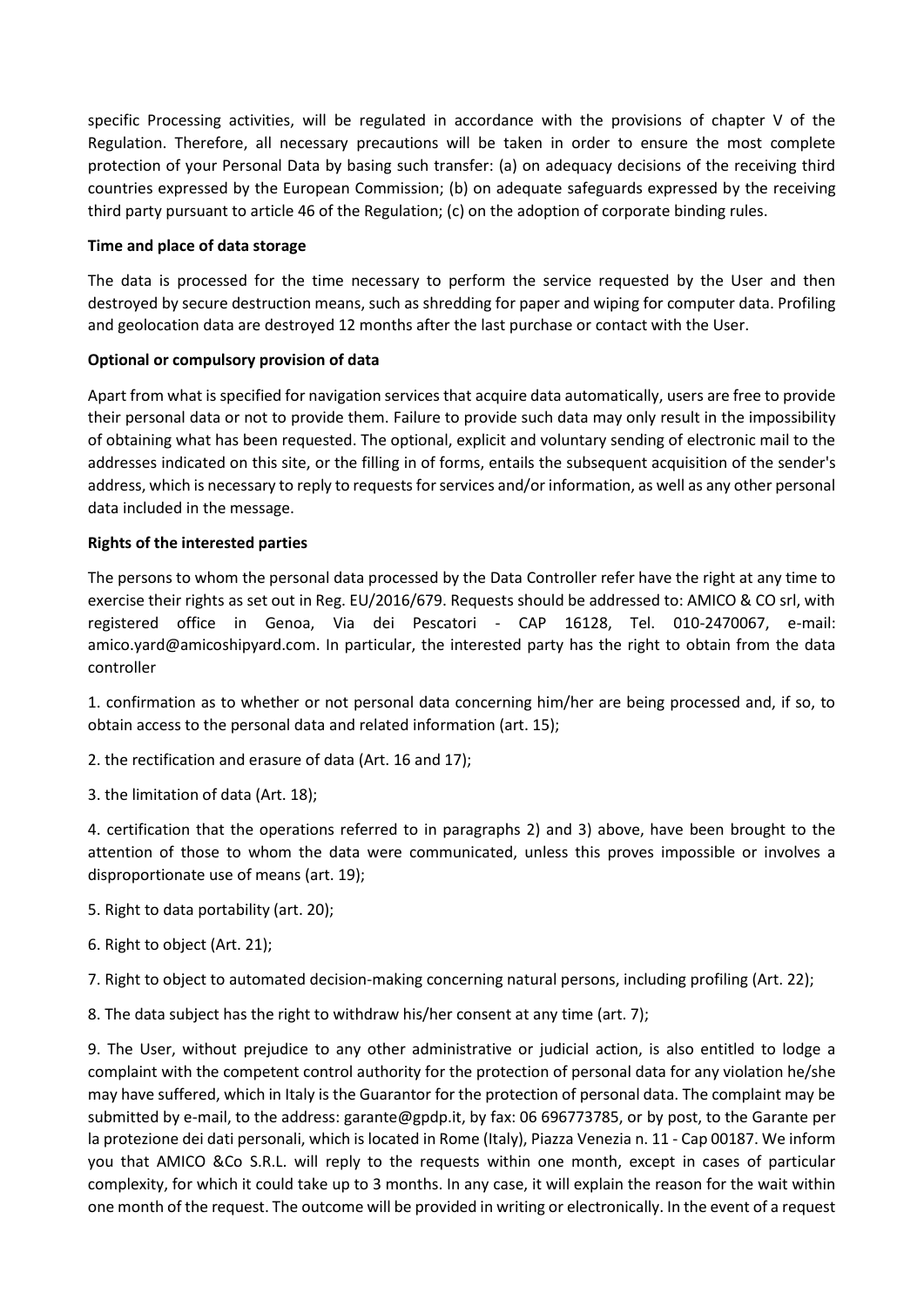specific Processing activities, will be regulated in accordance with the provisions of chapter V of the Regulation. Therefore, all necessary precautions will be taken in order to ensure the most complete protection of your Personal Data by basing such transfer: (a) on adequacy decisions of the receiving third countries expressed by the European Commission; (b) on adequate safeguards expressed by the receiving third party pursuant to article 46 of the Regulation; (c) on the adoption of corporate binding rules.

**Time and place of data storage**

The data is processed for the time necessary to perform the service requested by the User and then destroyed by secure destruction means, such as shredding for paper and wiping for computer data. Profiling and geolocation data are destroyed 12 months after the last purchase or contact with the User.

**Optional or compulsory provision of data**

Apart from what is specified for navigation services that acquire data automatically, users are free to provide their personal data or not to provide them. Failure to provide such data may only result in the impossibility of obtaining what has been requested. The optional, explicit and voluntary sending of electronic mail to the addresses indicated on this site, or the filling in of forms, entails the subsequent acquisition of the sender's address, which is necessary to reply to requests for services and/or information, as well as any other personal data included in the message.

**Rights of the interested parties**

The persons to whom the personal data processed by the Data Controller refer have the right at any time to exercise their rights as set out in Reg. EU/2016/679. Requests should be addressed to: AMICO & CO srl, with registered office in Genoa, Via dei Pescatori - CAP 16128, Tel. 010-2470067, e-mail: amico.yard@amicoshipyard.com. In particular, the interested party has the right to obtain from the data controller

1. confirmation as to whether or not personal data concerning him/her are being processed and, if so, to obtain access to the personal data and related information (art. 15);

2. the rectification and erasure of data (Art. 16 and 17);

3. the limitation of data (Art. 18);

4. certification that the operations referred to in paragraphs 2) and 3) above, have been brought to the attention of those to whom the data were communicated, unless this proves impossible or involves a disproportionate use of means (art. 19);

5. Right to data portability (art. 20);

6. Right to object (Art. 21);

7. Right to object to automated decision-making concerning natural persons, including profiling (Art. 22);

8. The data subject has the right to withdraw his/her consent at any time (art. 7);

9. The User, without prejudice to any other administrative or judicial action, is also entitled to lodge a complaint with the competent control authority for the protection of personal data for any violation he/she may have suffered, which in Italy is the Guarantor for the protection of personal data. The complaint may be submitted by e-mail, to the address: garante@gpdp.it, by fax: 06 696773785, or by post, to the Garante per la protezione dei dati personali, which is located in Rome (Italy), Piazza Venezia n. 11 - Cap 00187. We inform you that AMICO &Co S.R.L. will reply to the requests within one month, except in cases of particular complexity, for which it could take up to 3 months. In any case, it will explain the reason for the wait within one month of the request. The outcome will be provided in writing or electronically. In the event of a request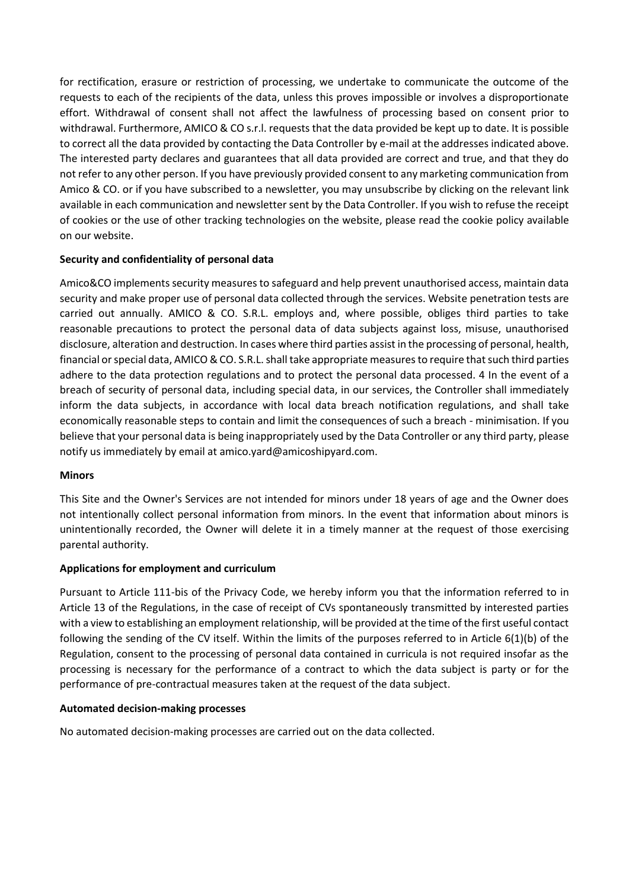for rectification, erasure or restriction of processing, we undertake to communicate the outcome of the requests to each of the recipients of the data, unless this proves impossible or involves a disproportionate effort. Withdrawal of consent shall not affect the lawfulness of processing based on consent prior to withdrawal. Furthermore, AMICO & CO s.r.l. requests that the data provided be kept up to date. It is possible to correct all the data provided by contacting the Data Controller by e-mail at the addresses indicated above. The interested party declares and guarantees that all data provided are correct and true, and that they do not refer to any other person. If you have previously provided consent to any marketing communication from Amico & CO. or if you have subscribed to a newsletter, you may unsubscribe by clicking on the relevant link available in each communication and newsletter sent by the Data Controller. If you wish to refuse the receipt of cookies or the use of other tracking technologies on the website, please read the cookie policy available on our website.

**Security and confidentiality of personal data**

Amico&CO implements security measures to safeguard and help prevent unauthorised access, maintain data security and make proper use of personal data collected through the services. Website penetration tests are carried out annually. AMICO & CO. S.R.L. employs and, where possible, obliges third parties to take reasonable precautions to protect the personal data of data subjects against loss, misuse, unauthorised disclosure, alteration and destruction. In cases where third parties assist in the processing of personal, health, financial or special data, AMICO & CO. S.R.L. shall take appropriate measures to require that such third parties adhere to the data protection regulations and to protect the personal data processed. 4 In the event of a breach of security of personal data, including special data, in our services, the Controller shall immediately inform the data subjects, in accordance with local data breach notification regulations, and shall take economically reasonable steps to contain and limit the consequences of such a breach - minimisation. If you believe that your personal data is being inappropriately used by the Data Controller or any third party, please notify us immediately by email at amico.yard@amicoshipyard.com.

**Minors**

This Site and the Owner's Services are not intended for minors under 18 years of age and the Owner does not intentionally collect personal information from minors. In the event that information about minors is unintentionally recorded, the Owner will delete it in a timely manner at the request of those exercising parental authority.

**Applications for employment and curriculum**

Pursuant to Article 111-bis of the Privacy Code, we hereby inform you that the information referred to in Article 13 of the Regulations, in the case of receipt of CVs spontaneously transmitted by interested parties with a view to establishing an employment relationship, will be provided at the time of the first useful contact following the sending of the CV itself. Within the limits of the purposes referred to in Article 6(1)(b) of the Regulation, consent to the processing of personal data contained in curricula is not required insofar as the processing is necessary for the performance of a contract to which the data subject is party or for the performance of pre-contractual measures taken at the request of the data subject.

**Automated decision-making processes**

No automated decision-making processes are carried out on the data collected.